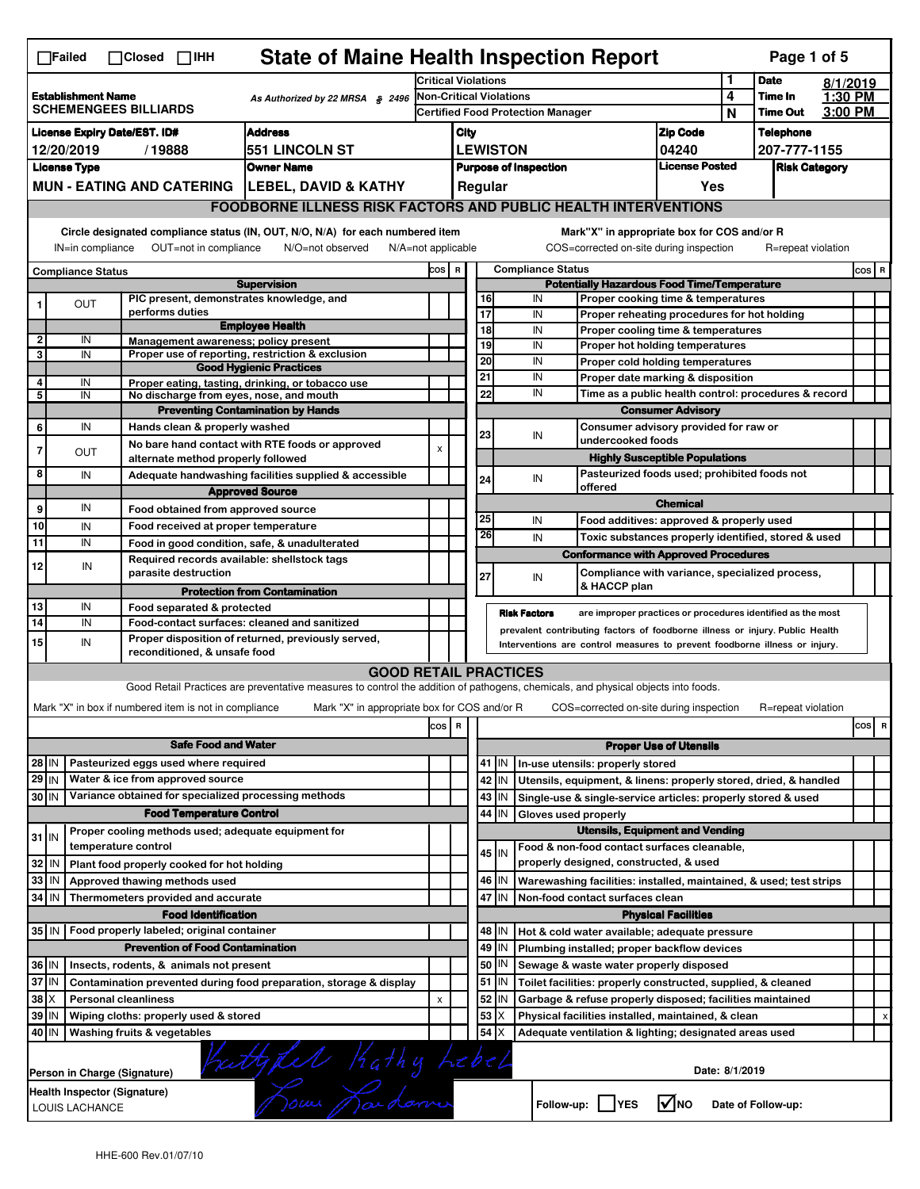☐Failed ☐Closed ☐IHH

# State of Maine Health Inspection Report

| | | | | | |
|---|---|---|---|---|---|
| **Establishment Name** SCHEMENGEES BILLIARDS | As Authorized by 22 MRSA § 2496 | Critical Violations | 1 | **Date** | 8/1/2019 |
| | | Non-Critical Violations | 4 | **Time In** | 1:30 PM |
| | | Certified Food Protection Manager | N | **Time Out** | 3:00 PM |

| License Expiry Date/EST. ID# | Address | City | Zip Code | Telephone |
|---|---|---|---|---|
| 12/20/2019 / 19888 | 551 LINCOLN ST | LEWISTON | 04240 | 207-777-1155 |
| **License Type** | **Owner Name** | **Purpose of Inspection** | **License Posted** | **Risk Category** |
| MUN - EATING AND CATERING | LEBEL, DAVID & KATHY | Regular | Yes | |

## FOODBORNE ILLNESS RISK FACTORS AND PUBLIC HEALTH INTERVENTIONS

Circle designated compliance status (IN, OUT, N/O, N/A) for each numbered item. IN=in compliance OUT=not in compliance N/O=not observed N/A=not applicable

Mark "X" in appropriate box for COS and/or R. COS=corrected on-site during inspection R=repeat violation

| # | Compliance Status | | COS | R |
|---|---|---|---|---|
| | | **Supervision** | | |
| 1 | OUT | PIC present, demonstrates knowledge, and performs duties | | |
| | | **Employee Health** | | |
| 2 | IN | Management awareness; policy present | | |
| 3 | IN | Proper use of reporting, restriction & exclusion | | |
| | | **Good Hygienic Practices** | | |
| 4 | IN | Proper eating, tasting, drinking, or tobacco use | | |
| 5 | IN | No discharge from eyes, nose, and mouth | | |
| | | **Preventing Contamination by Hands** | | |
| 6 | IN | Hands clean & properly washed | | |
| 7 | OUT | No bare hand contact with RTE foods or approved alternate method properly followed | x | |
| 8 | IN | Adequate handwashing facilities supplied & accessible | | |
| | | **Approved Source** | | |
| 9 | IN | Food obtained from approved source | | |
| 10 | IN | Food received at proper temperature | | |
| 11 | IN | Food in good condition, safe, & unadulterated | | |
| 12 | IN | Required records available: shellstock tags parasite destruction | | |
| | | **Protection from Contamination** | | |
| 13 | IN | Food separated & protected | | |
| 14 | IN | Food-contact surfaces: cleaned and sanitized | | |
| 15 | IN | Proper disposition of returned, previously served, reconditioned, & unsafe food | | |

| # | Compliance Status | | COS | R |
|---|---|---|---|---|
| | | **Potentially Hazardous Food Time/Temperature** | | |
| 16 | IN | Proper cooking time & temperatures | | |
| 17 | IN | Proper reheating procedures for hot holding | | |
| 18 | IN | Proper cooling time & temperatures | | |
| 19 | IN | Proper hot holding temperatures | | |
| 20 | IN | Proper cold holding temperatures | | |
| 21 | IN | Proper date marking & disposition | | |
| 22 | IN | Time as a public health control: procedures & record | | |
| | | **Consumer Advisory** | | |
| 23 | IN | Consumer advisory provided for raw or undercooked foods | | |
| | | **Highly Susceptible Populations** | | |
| 24 | IN | Pasteurized foods used; prohibited foods not offered | | |
| | | **Chemical** | | |
| 25 | IN | Food additives: approved & properly used | | |
| 26 | IN | Toxic substances properly identified, stored & used | | |
| | | **Conformance with Approved Procedures** | | |
| 27 | IN | Compliance with variance, specialized process, & HACCP plan | | |

**Risk Factors** are improper practices or procedures identified as the most prevalent contributing factors of foodborne illness or injury. Public Health Interventions are control measures to prevent foodborne illness or injury.

## GOOD RETAIL PRACTICES

Good Retail Practices are preventative measures to control the addition of pathogens, chemicals, and physical objects into foods.

Mark "X" in box if numbered item is not in compliance. Mark "X" in appropriate box for COS and/or R. COS=corrected on-site during inspection R=repeat violation

| # | | | COS | R |
|---|---|---|---|---|
| | | **Safe Food and Water** | | |
| 28 | IN | Pasteurized eggs used where required | | |
| 29 | IN | Water & ice from approved source | | |
| 30 | IN | Variance obtained for specialized processing methods | | |
| | | **Food Temperature Control** | | |
| 31 | IN | Proper cooling methods used; adequate equipment for temperature control | | |
| 32 | IN | Plant food properly cooked for hot holding | | |
| 33 | IN | Approved thawing methods used | | |
| 34 | IN | Thermometers provided and accurate | | |
| | | **Food Identification** | | |
| 35 | IN | Food properly labeled; original container | | |
| | | **Prevention of Food Contamination** | | |
| 36 | IN | Insects, rodents, & animals not present | | |
| 37 | IN | Contamination prevented during food preparation, storage & display | | |
| 38 | X | Personal cleanliness | x | |
| 39 | IN | Wiping cloths: properly used & stored | | |
| 40 | IN | Washing fruits & vegetables | | |

| # | | | COS | R |
|---|---|---|---|---|
| | | **Proper Use of Utensils** | | |
| 41 | IN | In-use utensils: properly stored | | |
| 42 | IN | Utensils, equipment, & linens: properly stored, dried, & handled | | |
| 43 | IN | Single-use & single-service articles: properly stored & used | | |
| 44 | IN | Gloves used properly | | |
| | | **Utensils, Equipment and Vending** | | |
| 45 | IN | Food & non-food contact surfaces cleanable, properly designed, constructed, & used | | |
| 46 | IN | Warewashing facilities: installed, maintained, & used; test strips | | |
| 47 | IN | Non-food contact surfaces clean | | |
| | | **Physical Facilities** | | |
| 48 | IN | Hot & cold water available; adequate pressure | | |
| 49 | IN | Plumbing installed; proper backflow devices | | |
| 50 | IN | Sewage & waste water properly disposed | | |
| 51 | IN | Toilet facilities: properly constructed, supplied, & cleaned | | |
| 52 | IN | Garbage & refuse properly disposed; facilities maintained | | |
| 53 | X | Physical facilities installed, maintained, & clean | | x |
| 54 | X | Adequate ventilation & lighting; designated areas used | | |

Person in Charge (Signature): Kathy Lebel Kathy Lebel — Date: 8/1/2019

Health Inspector (Signature): LOUIS LACHANCE

Follow-up: ☐YES ☑NO Date of Follow-up:

HHE-600 Rev.01/07/10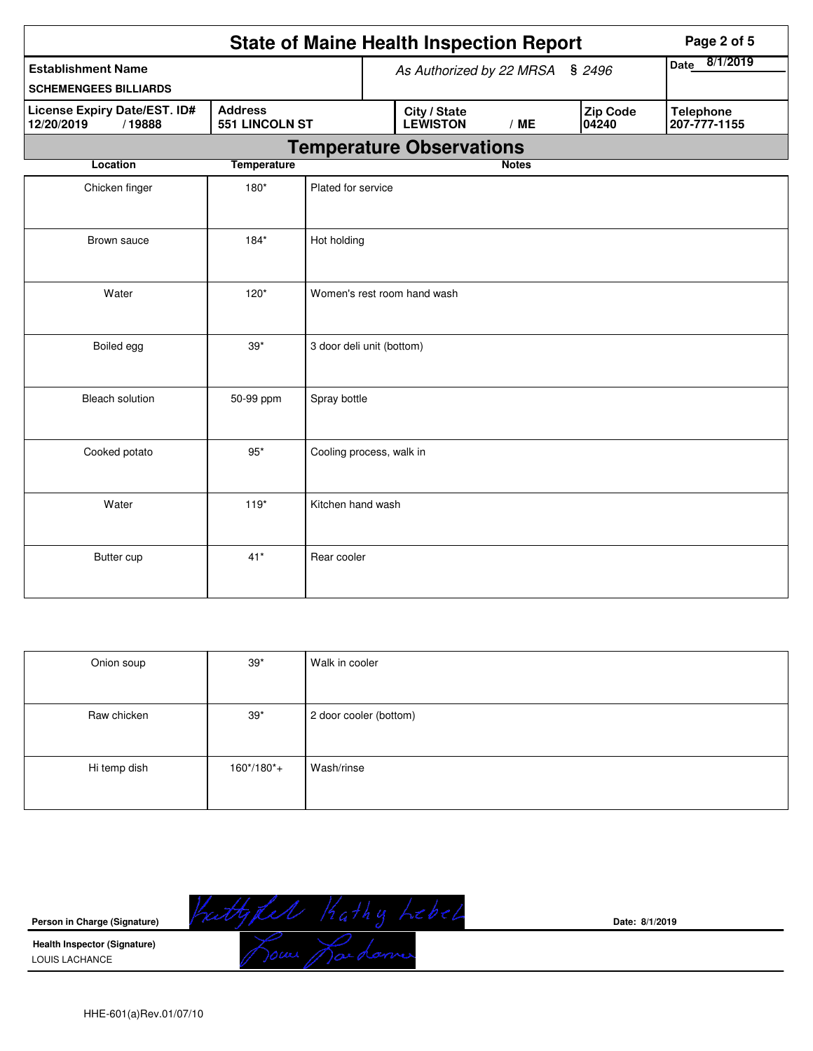# State of Maine Health Inspection Report

| Establishment Name | As Authorized by 22 MRSA § 2496 | | | Date 8/1/2019 |
|---|---|---|---|---|
| SCHEMENGEES BILLIARDS | | | | |
| **License Expiry Date/EST. ID#** 12/20/2019 / 19888 | **Address** 551 LINCOLN ST | **City / State** LEWISTON / ME | **Zip Code** 04240 | **Telephone** 207-777-1155 |

## Temperature Observations

| Location | Temperature | Notes |
|---|---|---|
| Chicken finger | 180* | Plated for service |
| Brown sauce | 184* | Hot holding |
| Water | 120* | Women's rest room hand wash |
| Boiled egg | 39* | 3 door deli unit (bottom) |
| Bleach solution | 50-99 ppm | Spray bottle |
| Cooked potato | 95* | Cooling process, walk in |
| Water | 119* | Kitchen hand wash |
| Butter cup | 41* | Rear cooler |
| Onion soup | 39* | Walk in cooler |
| Raw chicken | 39* | 2 door cooler (bottom) |
| Hi temp dish | 160*/180*+ | Wash/rinse |

**Person in Charge (Signature)** Kathy Lebel  **Date:** 8/1/2019

**Health Inspector (Signature)**
LOUIS LACHANCE

HHE-601(a)Rev.01/07/10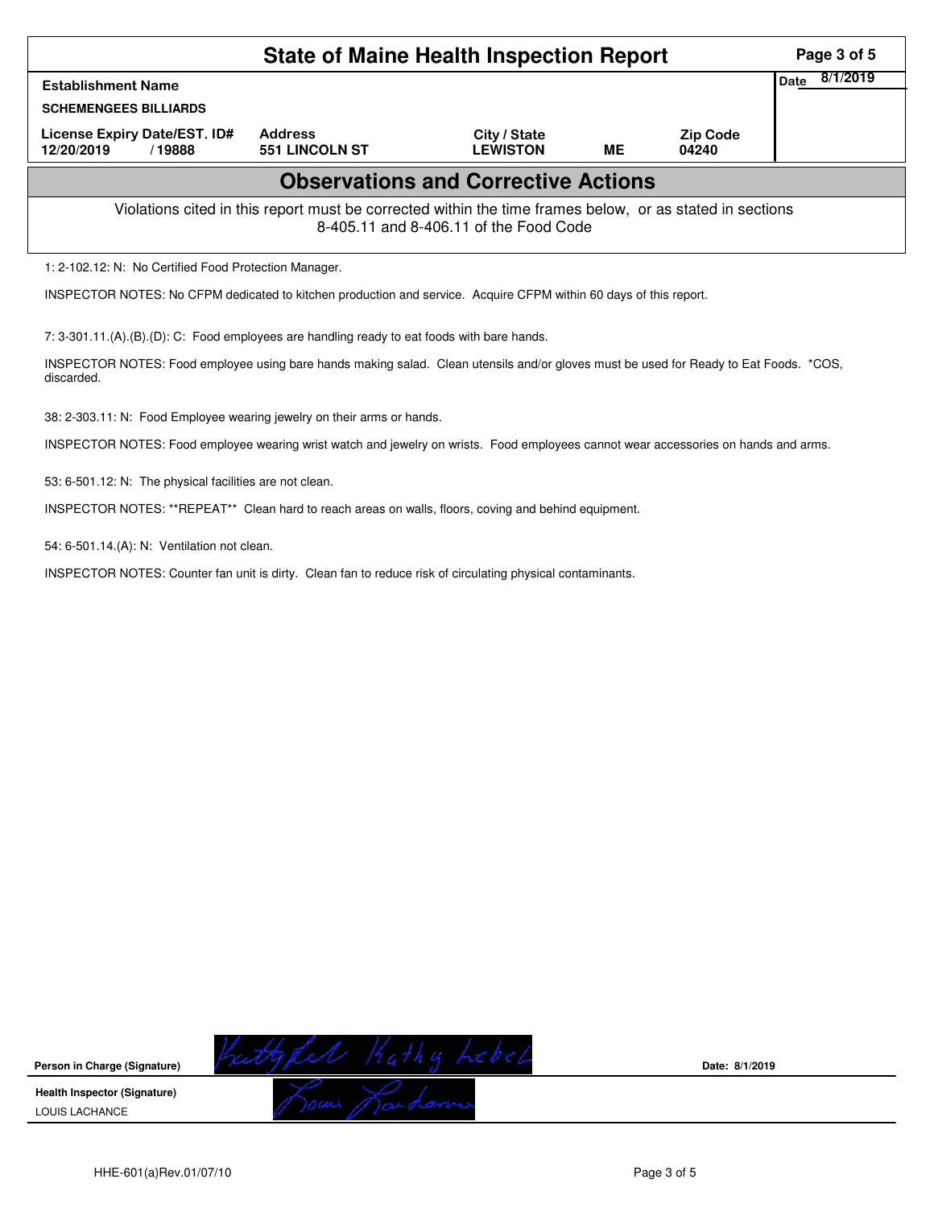# State of Maine Health Inspection Report

| Establishment Name | | | | | Date 8/1/2019 |
|---|---|---|---|---|---|
| SCHEMENGEES BILLIARDS | | | | | |
| License Expiry Date/EST. ID# | Address | City / State | | Zip Code | |
| 12/20/2019 / 19888 | 551 LINCOLN ST | LEWISTON | ME | 04240 | |

## Observations and Corrective Actions

Violations cited in this report must be corrected within the time frames below, or as stated in sections 8-405.11 and 8-406.11 of the Food Code

1: 2-102.12: N: No Certified Food Protection Manager.

INSPECTOR NOTES: No CFPM dedicated to kitchen production and service. Acquire CFPM within 60 days of this report.

7: 3-301.11.(A).(B).(D): C: Food employees are handling ready to eat foods with bare hands.

INSPECTOR NOTES: Food employee using bare hands making salad. Clean utensils and/or gloves must be used for Ready to Eat Foods. *COS, discarded.

38: 2-303.11: N: Food Employee wearing jewelry on their arms or hands.

INSPECTOR NOTES: Food employee wearing wrist watch and jewelry on wrists. Food employees cannot wear accessories on hands and arms.

53: 6-501.12: N: The physical facilities are not clean.

INSPECTOR NOTES: **REPEAT** Clean hard to reach areas on walls, floors, coving and behind equipment.

54: 6-501.14.(A): N: Ventilation not clean.

INSPECTOR NOTES: Counter fan unit is dirty. Clean fan to reduce risk of circulating physical contaminants.

Person in Charge (Signature): Kathy Lebel Date: 8/1/2019

Health Inspector (Signature)
LOUIS LACHANCE

HHE-601(a)Rev.01/07/10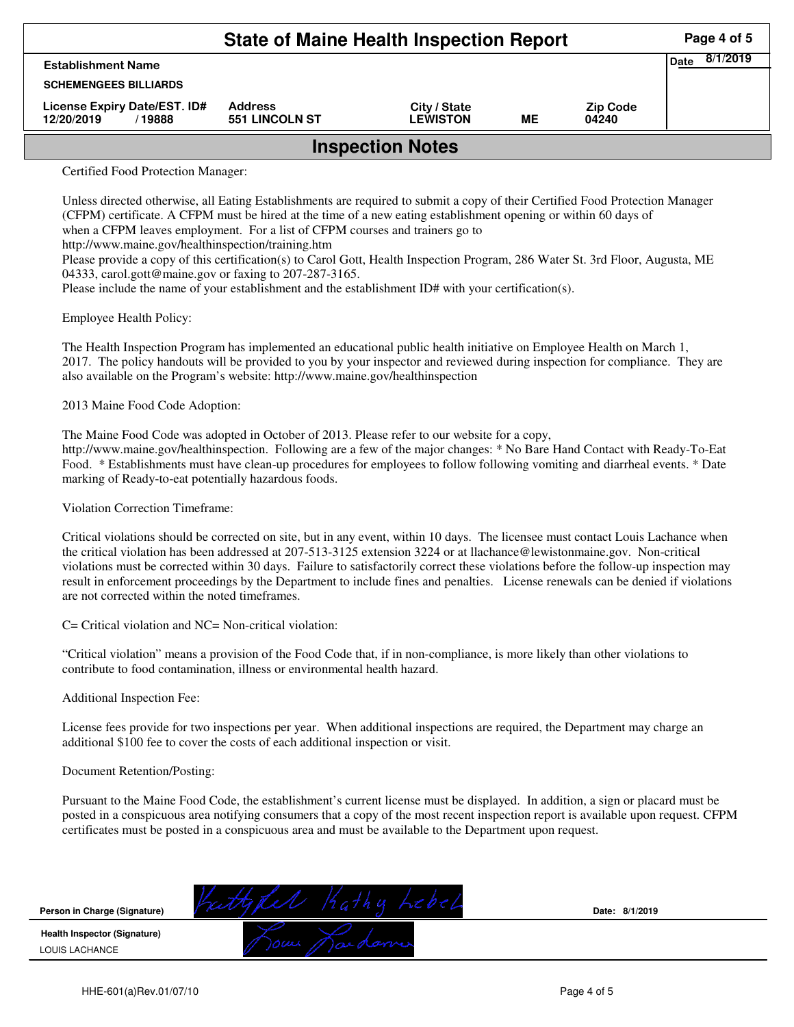# State of Maine Health Inspection Report

| Establishment Name | | | | | Date 8/1/2019 |
|---|---|---|---|---|---|
| SCHEMENGEES BILLIARDS | | | | | |
| License Expiry Date/EST. ID# | Address | City / State | | Zip Code | |
| 12/20/2019 / 19888 | 551 LINCOLN ST | LEWISTON | ME | 04240 | |

## Inspection Notes

Certified Food Protection Manager:

Unless directed otherwise, all Eating Establishments are required to submit a copy of their Certified Food Protection Manager (CFPM) certificate. A CFPM must be hired at the time of a new eating establishment opening or within 60 days of when a CFPM leaves employment. For a list of CFPM courses and trainers go to http://www.maine.gov/healthinspection/training.htm

Please provide a copy of this certification(s) to Carol Gott, Health Inspection Program, 286 Water St. 3rd Floor, Augusta, ME 04333, carol.gott@maine.gov or faxing to 207-287-3165.

Please include the name of your establishment and the establishment ID# with your certification(s).

Employee Health Policy:

The Health Inspection Program has implemented an educational public health initiative on Employee Health on March 1, 2017. The policy handouts will be provided to you by your inspector and reviewed during inspection for compliance. They are also available on the Program's website: http://www.maine.gov/healthinspection

2013 Maine Food Code Adoption:

The Maine Food Code was adopted in October of 2013. Please refer to our website for a copy, http://www.maine.gov/healthinspection. Following are a few of the major changes: * No Bare Hand Contact with Ready-To-Eat Food. * Establishments must have clean-up procedures for employees to follow following vomiting and diarrheal events. * Date marking of Ready-to-eat potentially hazardous foods.

Violation Correction Timeframe:

Critical violations should be corrected on site, but in any event, within 10 days. The licensee must contact Louis Lachance when the critical violation has been addressed at 207-513-3125 extension 3224 or at llachance@lewistonmaine.gov. Non-critical violations must be corrected within 30 days. Failure to satisfactorily correct these violations before the follow-up inspection may result in enforcement proceedings by the Department to include fines and penalties. License renewals can be denied if violations are not corrected within the noted timeframes.

C= Critical violation and NC= Non-critical violation:

"Critical violation" means a provision of the Food Code that, if in non-compliance, is more likely than other violations to contribute to food contamination, illness or environmental health hazard.

Additional Inspection Fee:

License fees provide for two inspections per year. When additional inspections are required, the Department may charge an additional $100 fee to cover the costs of each additional inspection or visit.

Document Retention/Posting:

Pursuant to the Maine Food Code, the establishment's current license must be displayed. In addition, a sign or placard must be posted in a conspicuous area notifying consumers that a copy of the most recent inspection report is available upon request. CFPM certificates must be posted in a conspicuous area and must be available to the Department upon request.

| | | |
|---|---|---|
| Person in Charge (Signature) | Kathy Lebel | Date: 8/1/2019 |
| Health Inspector (Signature) LOUIS LACHANCE | Louis Lachance | |

HHE-601(a)Rev.01/07/10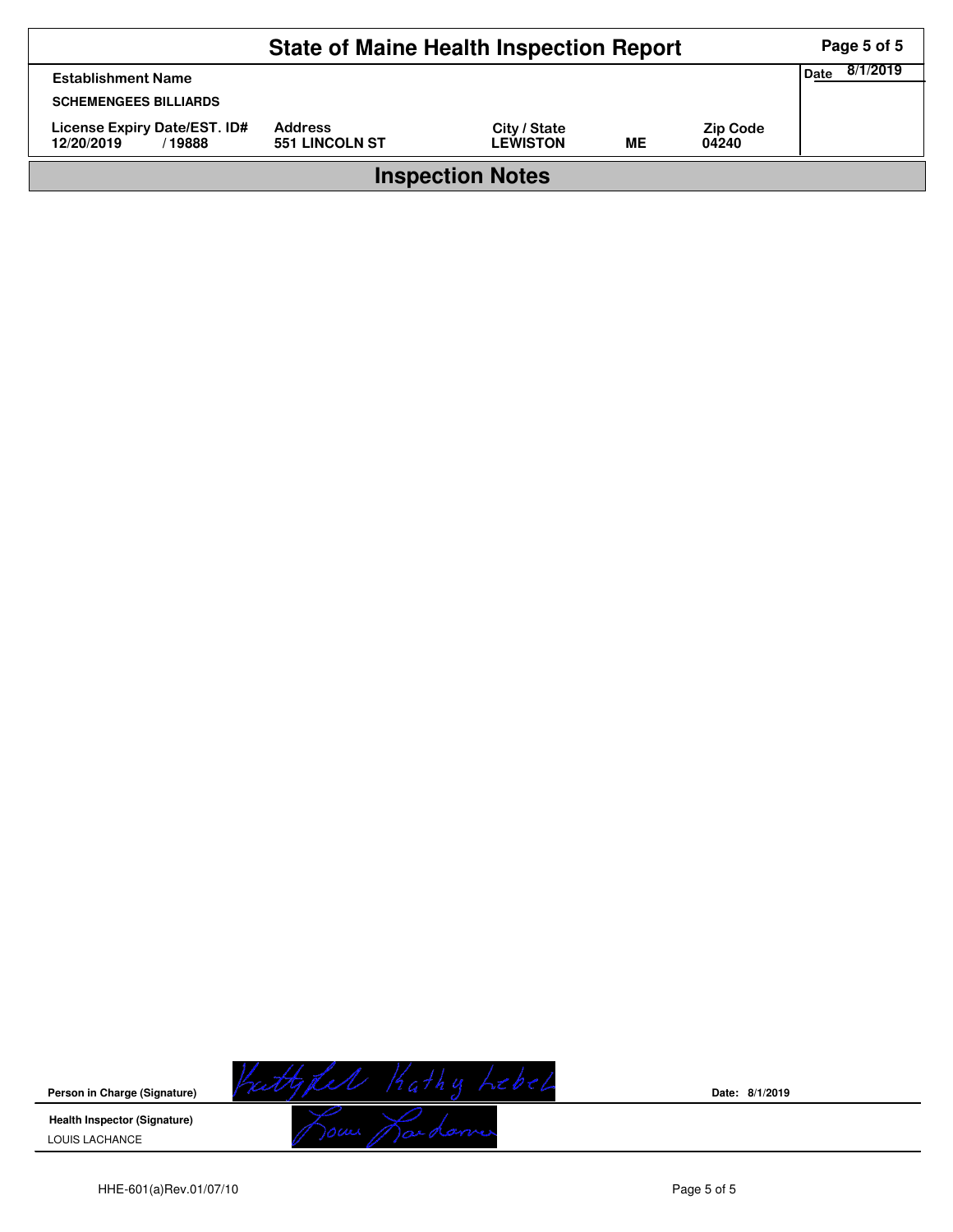# State of Maine Health Inspection Report

| | | | | | |
|---|---|---|---|---|---|
| **Establishment Name** | | | | | **Date** 8/1/2019 |
| **SCHEMENGEES BILLIARDS** | | | | | |
| **License Expiry Date/EST. ID#** 12/20/2019 / 19888 | **Address** 551 LINCOLN ST | **City / State** LEWISTON | ME | **Zip Code** 04240 | |

## Inspection Notes

**Person in Charge (Signature)** Kathy Lebel

**Date:** 8/1/2019

**Health Inspector (Signature)**
LOUIS LACHANCE

HHE-601(a)Rev.01/07/10